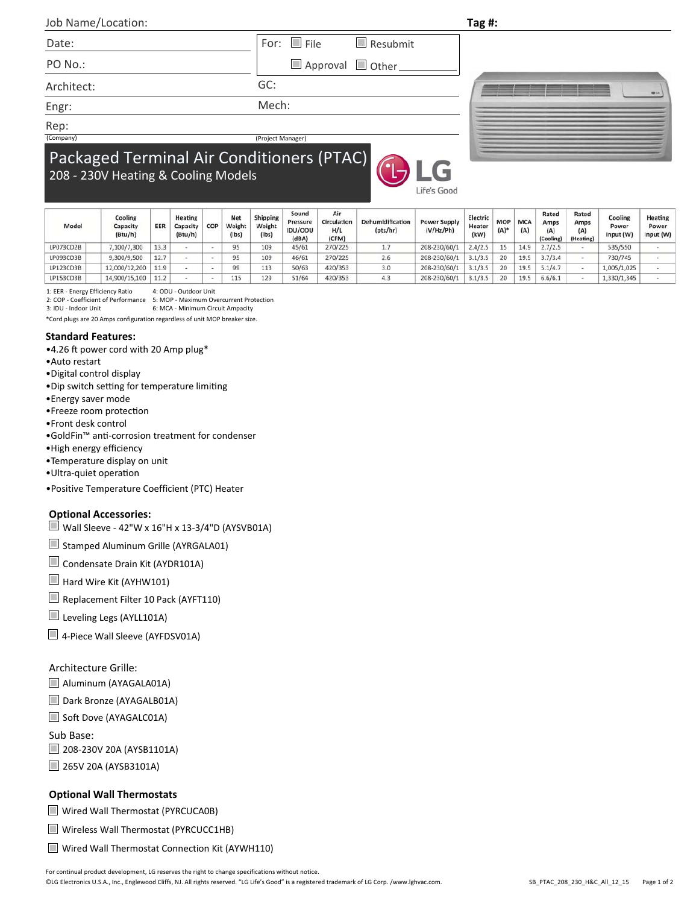Job Name/Location: Tag #:

Date: For: ☐ File ☐ Resubmit

PO No.: ☐ Approval ☐ Other ______

Architect: GC:

Engr: Mech:

Rep:
(Company) (Project Manager)

# Packaged Terminal Air Conditioners (PTAC)

## 208 - 230V Heating & Cooling Models

LG Life's Good

| Model | Cooling Capacity (Btu/h) | EER | Heating Capacity (Btu/h) | COP | Net Weight (lbs) | Shipping Weight (lbs) | Sound Pressure IDU/ODU (dBA) | Air Circulation H/L (CFM) | Dehumidification (pts/hr) | Power Supply (V/Hz/Ph) | Electric Heater (kW) | MOP (A)* | MCA (A) | Rated Amps (A) (Cooling) | Rated Amps (A) (Heating) | Cooling Power Input (W) | Heating Power Input (W) |
|---|---|---|---|---|---|---|---|---|---|---|---|---|---|---|---|---|---|
| LP073CD2B | 7,100/7,300 | 13.3 | - | - | 95 | 109 | 45/61 | 270/225 | 1.7 | 208-230/60/1 | 2.4/2.5 | 15 | 14.9 | 2.7/2.5 | - | 535/550 | - |
| LP093CD3B | 9,300/9,500 | 12.7 | - | - | 95 | 109 | 46/61 | 270/225 | 2.6 | 208-230/60/1 | 3.1/3.5 | 20 | 19.5 | 3.7/3.4 | - | 730/745 | - |
| LP123CD3B | 12,000/12,200 | 11.9 | - | - | 99 | 113 | 50/63 | 420/353 | 3.0 | 208-230/60/1 | 3.1/3.5 | 20 | 19.5 | 5.1/4.7 | - | 1,005/1,025 | - |
| LP153CD3B | 14,900/15,100 | 11.2 | - | - | 115 | 129 | 51/64 | 420/353 | 4.3 | 208-230/60/1 | 3.1/3.5 | 20 | 19.5 | 6.6/6.1 | - | 1,330/1,345 | - |

1: EER - Energy Efficiency Ratio
2: COP - Coefficient of Performance
3: IDU - Indoor Unit
4: ODU - Outdoor Unit
5: MOP - Maximum Overcurrent Protection
6: MCA - Minimum Circuit Ampacity

*Cord plugs are 20 Amps configuration regardless of unit MOP breaker size.

### Standard Features:

- 4.26 ft power cord with 20 Amp plug*
- Auto restart
- Digital control display
- Dip switch setting for temperature limiting
- Energy saver mode
- Freeze room protection
- Front desk control
- GoldFin™ anti-corrosion treatment for condenser
- High energy efficiency
- Temperature display on unit
- Ultra-quiet operation
- Positive Temperature Coefficient (PTC) Heater

### Optional Accessories:

- ☐ Wall Sleeve - 42"W x 16"H x 13-3/4"D (AYSVB01A)
- ☐ Stamped Aluminum Grille (AYRGALA01)
- ☐ Condensate Drain Kit (AYDR101A)
- ☐ Hard Wire Kit (AYHW101)
- ☐ Replacement Filter 10 Pack (AYFT110)
- ☐ Leveling Legs (AYLL101A)
- ☐ 4-Piece Wall Sleeve (AYFDSV01A)

Architecture Grille:

- ☐ Aluminum (AYAGALA01A)
- ☐ Dark Bronze (AYAGALB01A)
- ☐ Soft Dove (AYAGALC01A)

Sub Base:

- ☐ 208-230V 20A (AYSB1101A)
- ☐ 265V 20A (AYSB3101A)

### Optional Wall Thermostats

- ☐ Wired Wall Thermostat (PYRCUCA0B)
- ☐ Wireless Wall Thermostat (PYRCUCC1HB)
- ☐ Wired Wall Thermostat Connection Kit (AYWH110)

For continual product development, LG reserves the right to change specifications without notice.

©LG Electronics U.S.A., Inc., Englewood Cliffs, NJ. All rights reserved. "LG Life's Good" is a registered trademark of LG Corp. /www.lghvac.com. SB_PTAC_208_230_H&C_All_12_15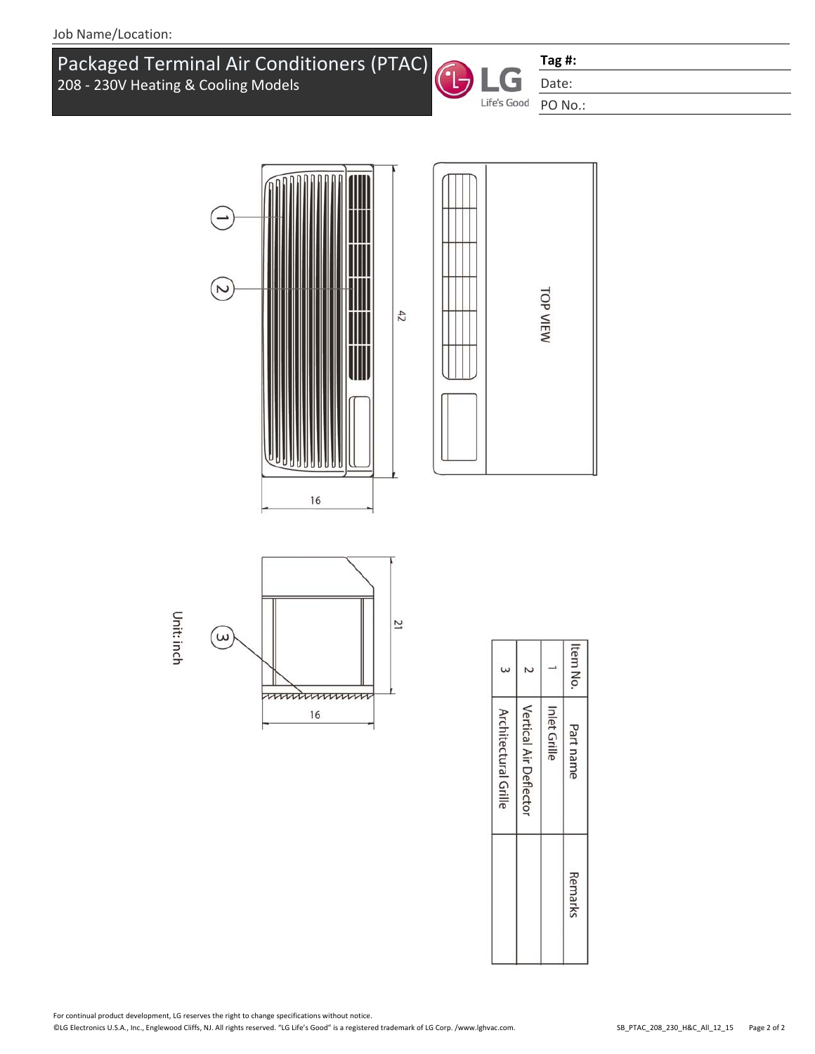Job Name/Location:

# Packaged Terminal Air Conditioners (PTAC)

208 - 230V Heating & Cooling Models

**Tag #:**

Date:

PO No.:

TOP VIEW

42

16

21

16

Unit: inch

| Item No. | Part name | Remarks |
|---|---|---|
| 1 | Inlet Grille | |
| 2 | Vertical Air Deflector | |
| 3 | Architectural Grille | |

For continual product development, LG reserves the right to change specifications without notice.

©LG Electronics U.S.A., Inc., Englewood Cliffs, NJ. All rights reserved. "LG Life's Good" is a registered trademark of LG Corp. /www.lghvac.com.

SB_PTAC_208_230_H&C_All_12_15